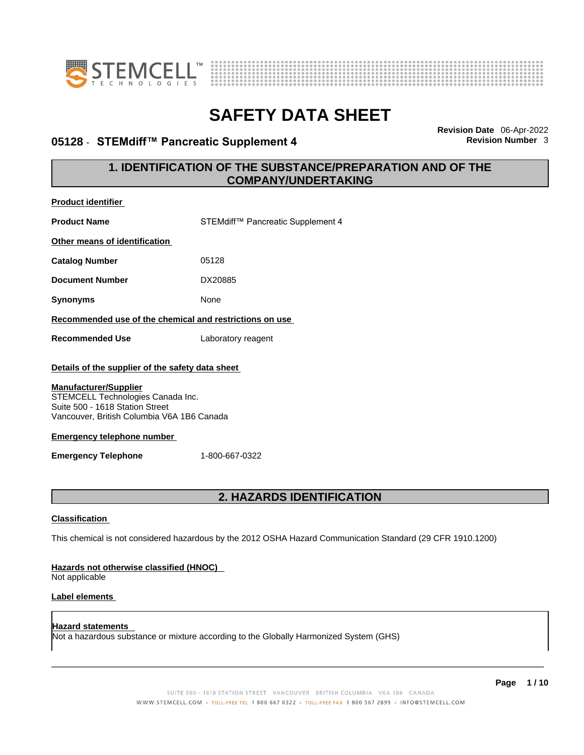# SAFETY DATA SHEET

## 05128 - STEMdiff™ Pancreatic Supplement 4

**Revision Date** 06-Apr-2022
**Revision Number** 3

## 1. IDENTIFICATION OF THE SUBSTANCE/PREPARATION AND OF THE COMPANY/UNDERTAKING

**Product identifier**

| | |
|---|---|
| **Product Name** | STEMdiff™ Pancreatic Supplement 4 |

**Other means of identification**

| | |
|---|---|
| **Catalog Number** | 05128 |
| **Document Number** | DX20885 |
| **Synonyms** | None |

**Recommended use of the chemical and restrictions on use**

| | |
|---|---|
| **Recommended Use** | Laboratory reagent |

**Details of the supplier of the safety data sheet**

**Manufacturer/Supplier**
STEMCELL Technologies Canada Inc.
Suite 500 - 1618 Station Street
Vancouver, British Columbia V6A 1B6 Canada

**Emergency telephone number**

| | |
|---|---|
| **Emergency Telephone** | 1-800-667-0322 |

## 2. HAZARDS IDENTIFICATION

**Classification**

This chemical is not considered hazardous by the 2012 OSHA Hazard Communication Standard (29 CFR 1910.1200)

**Hazards not otherwise classified (HNOC)**
Not applicable

**Label elements**

**Hazard statements**
Not a hazardous substance or mixture according to the Globally Harmonized System (GHS)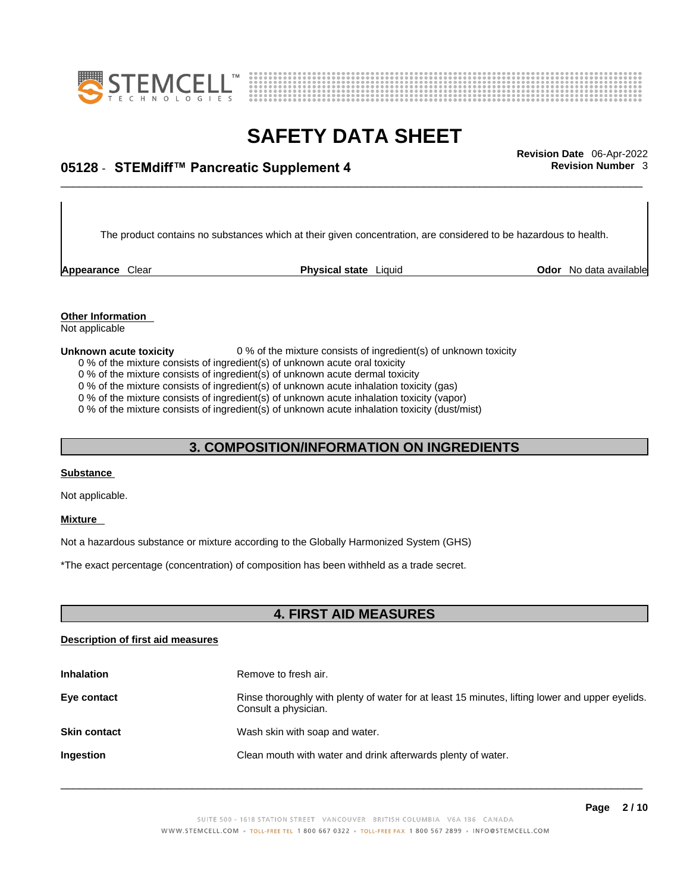The product contains no substances which at their given concentration, are considered to be hazardous to health.

**Appearance** Clear **Physical state** Liquid **Odor** No data available

**Other Information**
Not applicable

**Unknown acute toxicity** 0 % of the mixture consists of ingredient(s) of unknown toxicity

0 % of the mixture consists of ingredient(s) of unknown acute oral toxicity
0 % of the mixture consists of ingredient(s) of unknown acute dermal toxicity
0 % of the mixture consists of ingredient(s) of unknown acute inhalation toxicity (gas)
0 % of the mixture consists of ingredient(s) of unknown acute inhalation toxicity (vapor)
0 % of the mixture consists of ingredient(s) of unknown acute inhalation toxicity (dust/mist)

## 3. COMPOSITION/INFORMATION ON INGREDIENTS

**Substance**

Not applicable.

**Mixture**

Not a hazardous substance or mixture according to the Globally Harmonized System (GHS)

*The exact percentage (concentration) of composition has been withheld as a trade secret.

## 4. FIRST AID MEASURES

**Description of first aid measures**

**Inhalation** Remove to fresh air.

**Eye contact** Rinse thoroughly with plenty of water for at least 15 minutes, lifting lower and upper eyelids. Consult a physician.

**Skin contact** Wash skin with soap and water.

**Ingestion** Clean mouth with water and drink afterwards plenty of water.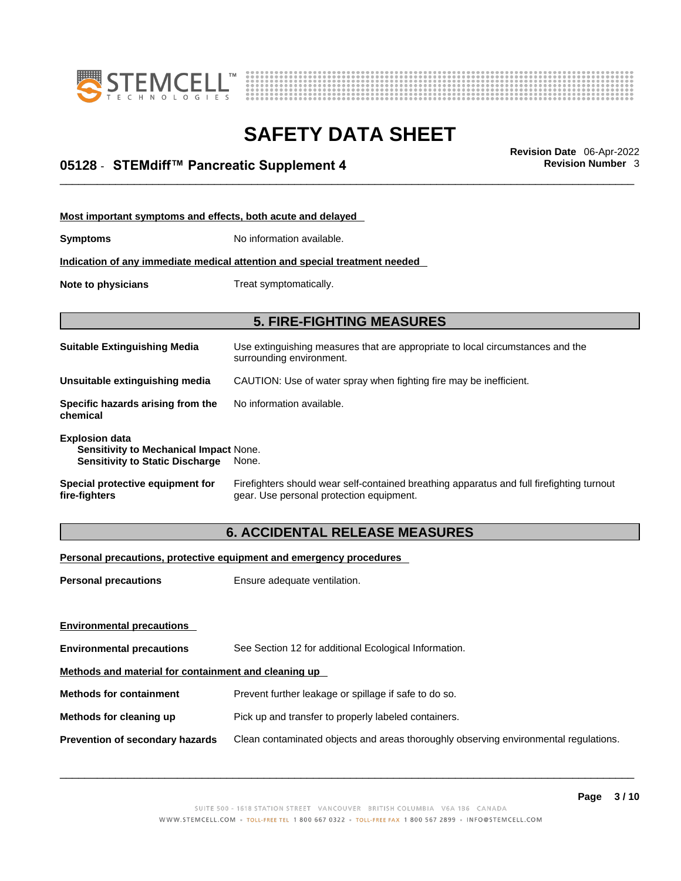**Most important symptoms and effects, both acute and delayed**

**Symptoms** No information available.

**Indication of any immediate medical attention and special treatment needed**

**Note to physicians** Treat symptomatically.

## 5. FIRE-FIGHTING MEASURES

**Suitable Extinguishing Media** Use extinguishing measures that are appropriate to local circumstances and the surrounding environment.

**Unsuitable extinguishing media** CAUTION: Use of water spray when fighting fire may be inefficient.

**Specific hazards arising from the chemical** No information available.

**Explosion data**
**Sensitivity to Mechanical Impact** None.
**Sensitivity to Static Discharge** None.

**Special protective equipment for fire-fighters** Firefighters should wear self-contained breathing apparatus and full firefighting turnout gear. Use personal protection equipment.

## 6. ACCIDENTAL RELEASE MEASURES

**Personal precautions, protective equipment and emergency procedures**

**Personal precautions** Ensure adequate ventilation.

**Environmental precautions**

**Environmental precautions** See Section 12 for additional Ecological Information.

**Methods and material for containment and cleaning up**

**Methods for containment** Prevent further leakage or spillage if safe to do so.

**Methods for cleaning up** Pick up and transfer to properly labeled containers.

**Prevention of secondary hazards** Clean contaminated objects and areas thoroughly observing environmental regulations.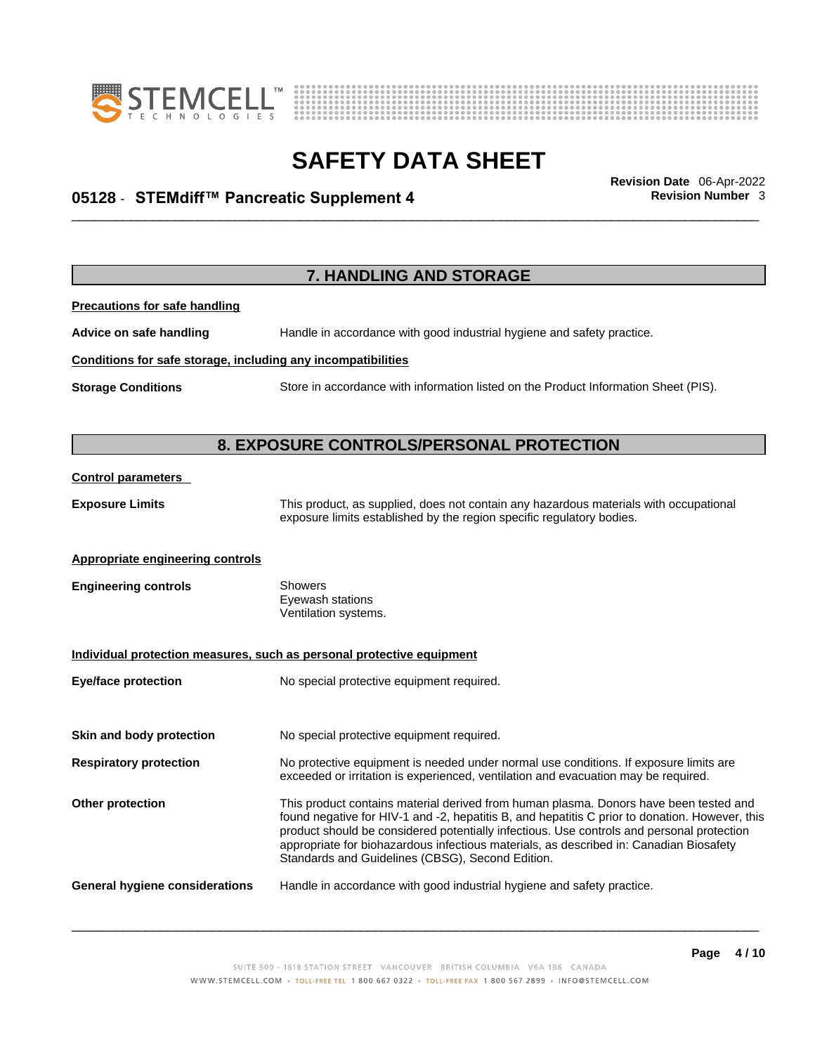## 7. HANDLING AND STORAGE

**Precautions for safe handling**

**Advice on safe handling** Handle in accordance with good industrial hygiene and safety practice.

**Conditions for safe storage, including any incompatibilities**

**Storage Conditions** Store in accordance with information listed on the Product Information Sheet (PIS).

## 8. EXPOSURE CONTROLS/PERSONAL PROTECTION

**Control parameters**

**Exposure Limits** This product, as supplied, does not contain any hazardous materials with occupational exposure limits established by the region specific regulatory bodies.

**Appropriate engineering controls**

**Engineering controls** Showers
Eyewash stations
Ventilation systems.

**Individual protection measures, such as personal protective equipment**

**Eye/face protection** No special protective equipment required.

**Skin and body protection** No special protective equipment required.

**Respiratory protection** No protective equipment is needed under normal use conditions. If exposure limits are exceeded or irritation is experienced, ventilation and evacuation may be required.

**Other protection** This product contains material derived from human plasma. Donors have been tested and found negative for HIV-1 and -2, hepatitis B, and hepatitis C prior to donation. However, this product should be considered potentially infectious. Use controls and personal protection appropriate for biohazardous infectious materials, as described in: Canadian Biosafety Standards and Guidelines (CBSG), Second Edition.

**General hygiene considerations** Handle in accordance with good industrial hygiene and safety practice.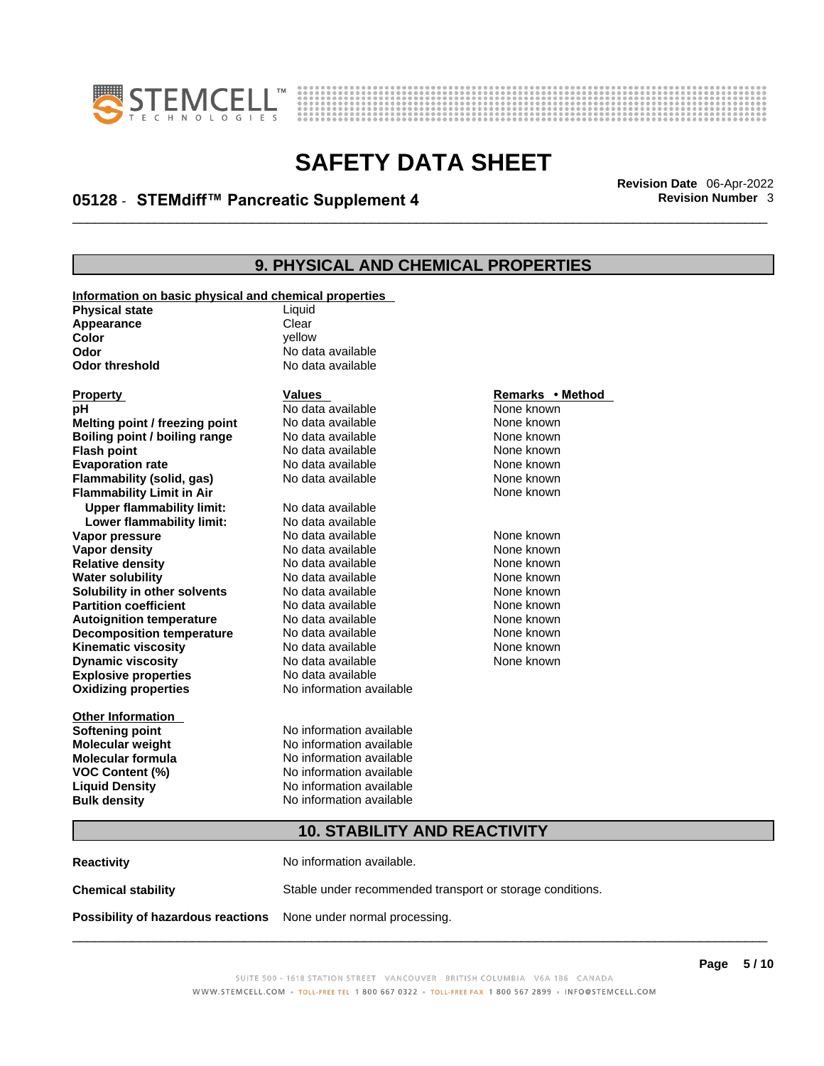## 9. PHYSICAL AND CHEMICAL PROPERTIES

**Information on basic physical and chemical properties**

| | |
|---|---|
| **Physical state** | Liquid |
| **Appearance** | Clear |
| **Color** | yellow |
| **Odor** | No data available |
| **Odor threshold** | No data available |

| Property | Values | Remarks • Method |
|---|---|---|
| **pH** | No data available | None known |
| **Melting point / freezing point** | No data available | None known |
| **Boiling point / boiling range** | No data available | None known |
| **Flash point** | No data available | None known |
| **Evaporation rate** | No data available | None known |
| **Flammability (solid, gas)** | No data available | None known |
| **Flammability Limit in Air** | | None known |
| **Upper flammability limit:** | No data available | |
| **Lower flammability limit:** | No data available | |
| **Vapor pressure** | No data available | None known |
| **Vapor density** | No data available | None known |
| **Relative density** | No data available | None known |
| **Water solubility** | No data available | None known |
| **Solubility in other solvents** | No data available | None known |
| **Partition coefficient** | No data available | None known |
| **Autoignition temperature** | No data available | None known |
| **Decomposition temperature** | No data available | None known |
| **Kinematic viscosity** | No data available | None known |
| **Dynamic viscosity** | No data available | None known |
| **Explosive properties** | No data available | |
| **Oxidizing properties** | No information available | |

**Other Information**

| | |
|---|---|
| **Softening point** | No information available |
| **Molecular weight** | No information available |
| **Molecular formula** | No information available |
| **VOC Content (%)** | No information available |
| **Liquid Density** | No information available |
| **Bulk density** | No information available |

## 10. STABILITY AND REACTIVITY

**Reactivity** No information available.

**Chemical stability** Stable under recommended transport or storage conditions.

**Possibility of hazardous reactions** None under normal processing.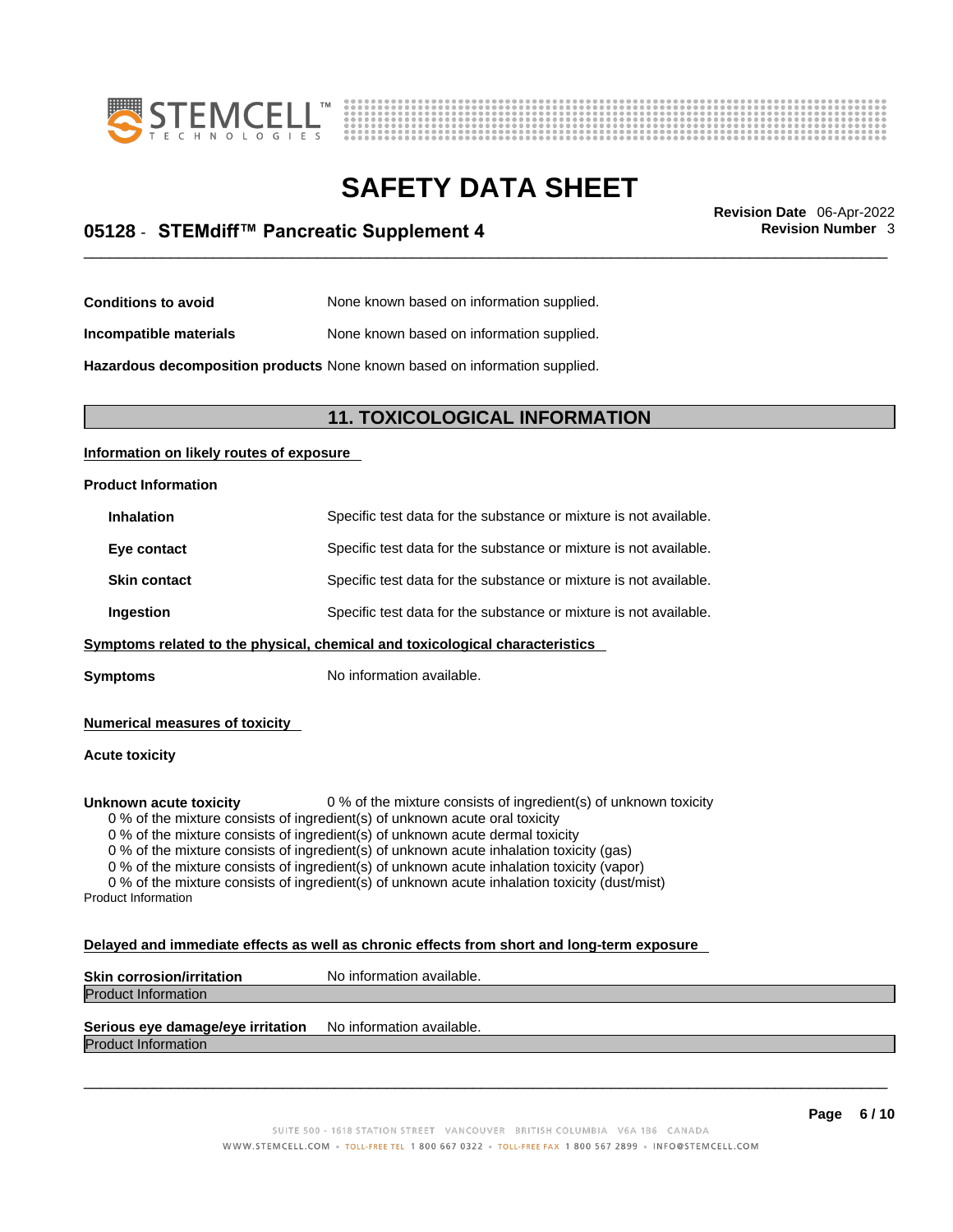**Conditions to avoid** None known based on information supplied.

**Incompatible materials** None known based on information supplied.

**Hazardous decomposition products** None known based on information supplied.

## 11. TOXICOLOGICAL INFORMATION

**Information on likely routes of exposure**

**Product Information**

| | |
|---|---|
| **Inhalation** | Specific test data for the substance or mixture is not available. |
| **Eye contact** | Specific test data for the substance or mixture is not available. |
| **Skin contact** | Specific test data for the substance or mixture is not available. |
| **Ingestion** | Specific test data for the substance or mixture is not available. |

**Symptoms related to the physical, chemical and toxicological characteristics**

**Symptoms** No information available.

**Numerical measures of toxicity**

**Acute toxicity**

**Unknown acute toxicity** 0 % of the mixture consists of ingredient(s) of unknown toxicity

0 % of the mixture consists of ingredient(s) of unknown acute oral toxicity
0 % of the mixture consists of ingredient(s) of unknown acute dermal toxicity
0 % of the mixture consists of ingredient(s) of unknown acute inhalation toxicity (gas)
0 % of the mixture consists of ingredient(s) of unknown acute inhalation toxicity (vapor)
0 % of the mixture consists of ingredient(s) of unknown acute inhalation toxicity (dust/mist)

Product Information

**Delayed and immediate effects as well as chronic effects from short and long-term exposure**

**Skin corrosion/irritation** No information available.

Product Information

**Serious eye damage/eye irritation** No information available.

Product Information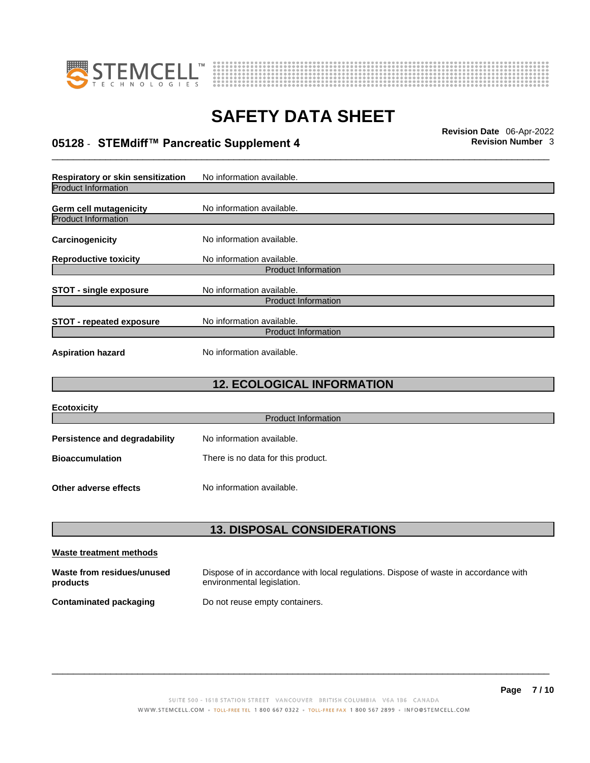**Respiratory or skin sensitization** No information available.

Product Information

**Germ cell mutagenicity** No information available.

Product Information

**Carcinogenicity** No information available.

**Reproductive toxicity** No information available.

Product Information

**STOT - single exposure** No information available.

Product Information

**STOT - repeated exposure** No information available.

Product Information

**Aspiration hazard** No information available.

## 12. ECOLOGICAL INFORMATION

**Ecotoxicity**

Product Information

**Persistence and degradability** No information available.

**Bioaccumulation** There is no data for this product.

**Other adverse effects** No information available.

## 13. DISPOSAL CONSIDERATIONS

**Waste treatment methods**

**Waste from residues/unused products** Dispose of in accordance with local regulations. Dispose of waste in accordance with environmental legislation.

**Contaminated packaging** Do not reuse empty containers.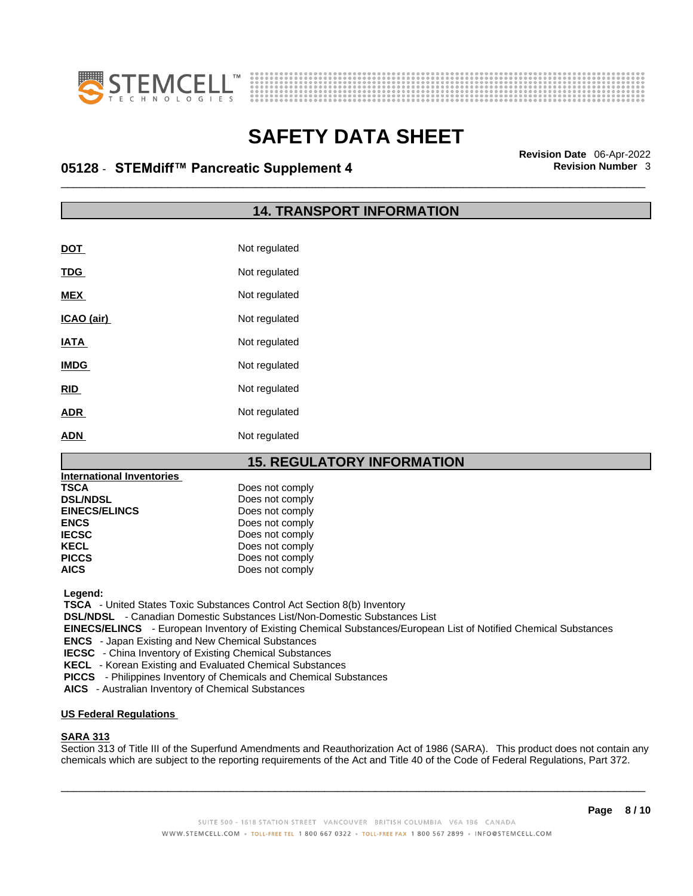## 14. TRANSPORT INFORMATION

| | |
|---|---|
| **DOT** | Not regulated |
| **TDG** | Not regulated |
| **MEX** | Not regulated |
| **ICAO (air)** | Not regulated |
| **IATA** | Not regulated |
| **IMDG** | Not regulated |
| **RID** | Not regulated |
| **ADR** | Not regulated |
| **ADN** | Not regulated |

## 15. REGULATORY INFORMATION

**International Inventories**

| | |
|---|---|
| **TSCA** | Does not comply |
| **DSL/NDSL** | Does not comply |
| **EINECS/ELINCS** | Does not comply |
| **ENCS** | Does not comply |
| **IECSC** | Does not comply |
| **KECL** | Does not comply |
| **PICCS** | Does not comply |
| **AICS** | Does not comply |

**Legend:**

**TSCA** - United States Toxic Substances Control Act Section 8(b) Inventory
**DSL/NDSL** - Canadian Domestic Substances List/Non-Domestic Substances List
**EINECS/ELINCS** - European Inventory of Existing Chemical Substances/European List of Notified Chemical Substances
**ENCS** - Japan Existing and New Chemical Substances
**IECSC** - China Inventory of Existing Chemical Substances
**KECL** - Korean Existing and Evaluated Chemical Substances
**PICCS** - Philippines Inventory of Chemicals and Chemical Substances
**AICS** - Australian Inventory of Chemical Substances

**US Federal Regulations**

**SARA 313**

Section 313 of Title III of the Superfund Amendments and Reauthorization Act of 1986 (SARA). This product does not contain any chemicals which are subject to the reporting requirements of the Act and Title 40 of the Code of Federal Regulations, Part 372.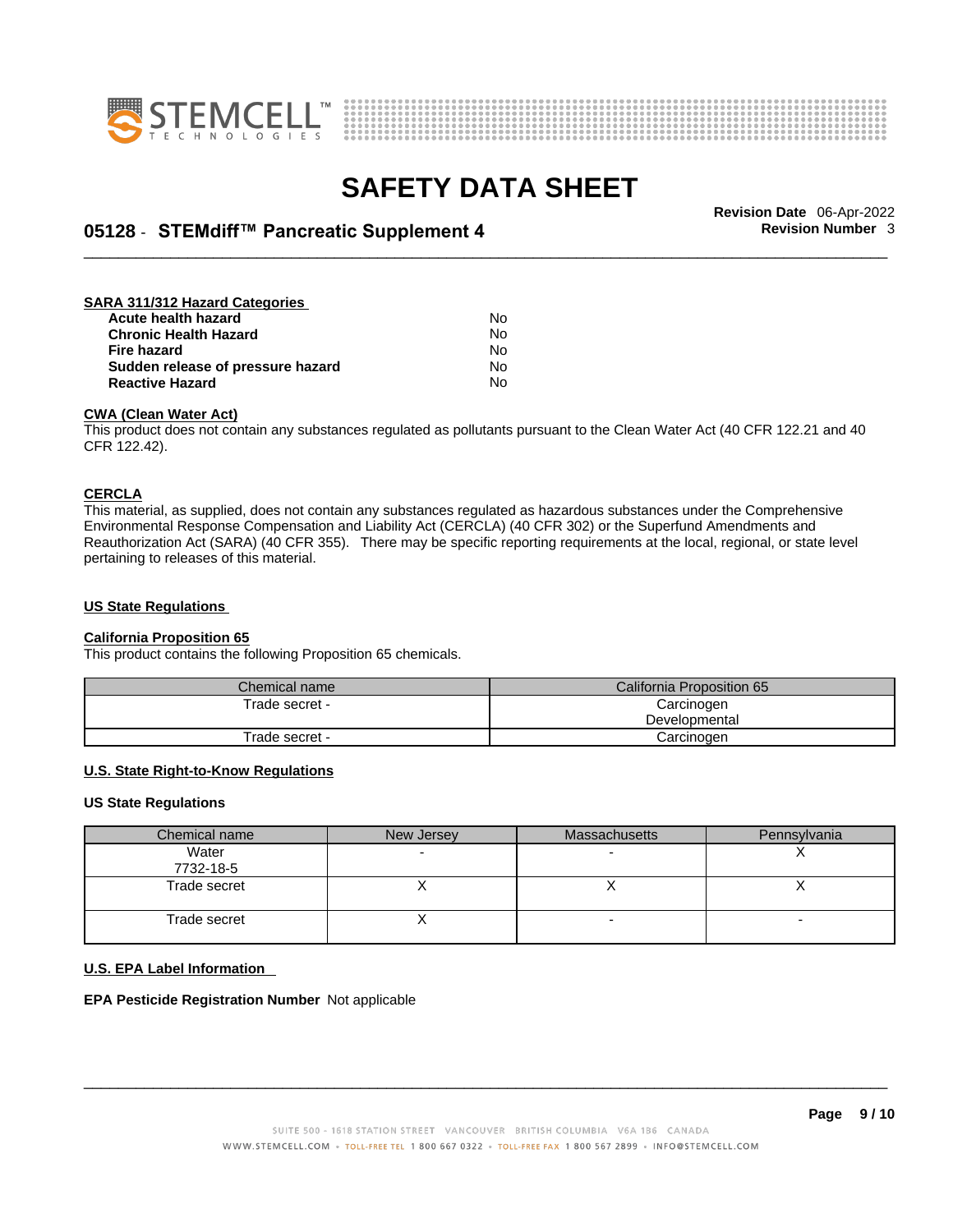**SARA 311/312 Hazard Categories**

| | |
|---|---|
| **Acute health hazard** | No |
| **Chronic Health Hazard** | No |
| **Fire hazard** | No |
| **Sudden release of pressure hazard** | No |
| **Reactive Hazard** | No |

**CWA (Clean Water Act)**

This product does not contain any substances regulated as pollutants pursuant to the Clean Water Act (40 CFR 122.21 and 40 CFR 122.42).

**CERCLA**

This material, as supplied, does not contain any substances regulated as hazardous substances under the Comprehensive Environmental Response Compensation and Liability Act (CERCLA) (40 CFR 302) or the Superfund Amendments and Reauthorization Act (SARA) (40 CFR 355). There may be specific reporting requirements at the local, regional, or state level pertaining to releases of this material.

**US State Regulations**

**California Proposition 65**

This product contains the following Proposition 65 chemicals.

| Chemical name | California Proposition 65 |
|---|---|
| Trade secret - | Carcinogen<br>Developmental |
| Trade secret - | Carcinogen |

**U.S. State Right-to-Know Regulations**

**US State Regulations**

| Chemical name | New Jersey | Massachusetts | Pennsylvania |
|---|---|---|---|
| Water<br>7732-18-5 | - | - | X |
| Trade secret | X | X | X |
| Trade secret | X | - | - |

**U.S. EPA Label Information**

**EPA Pesticide Registration Number** Not applicable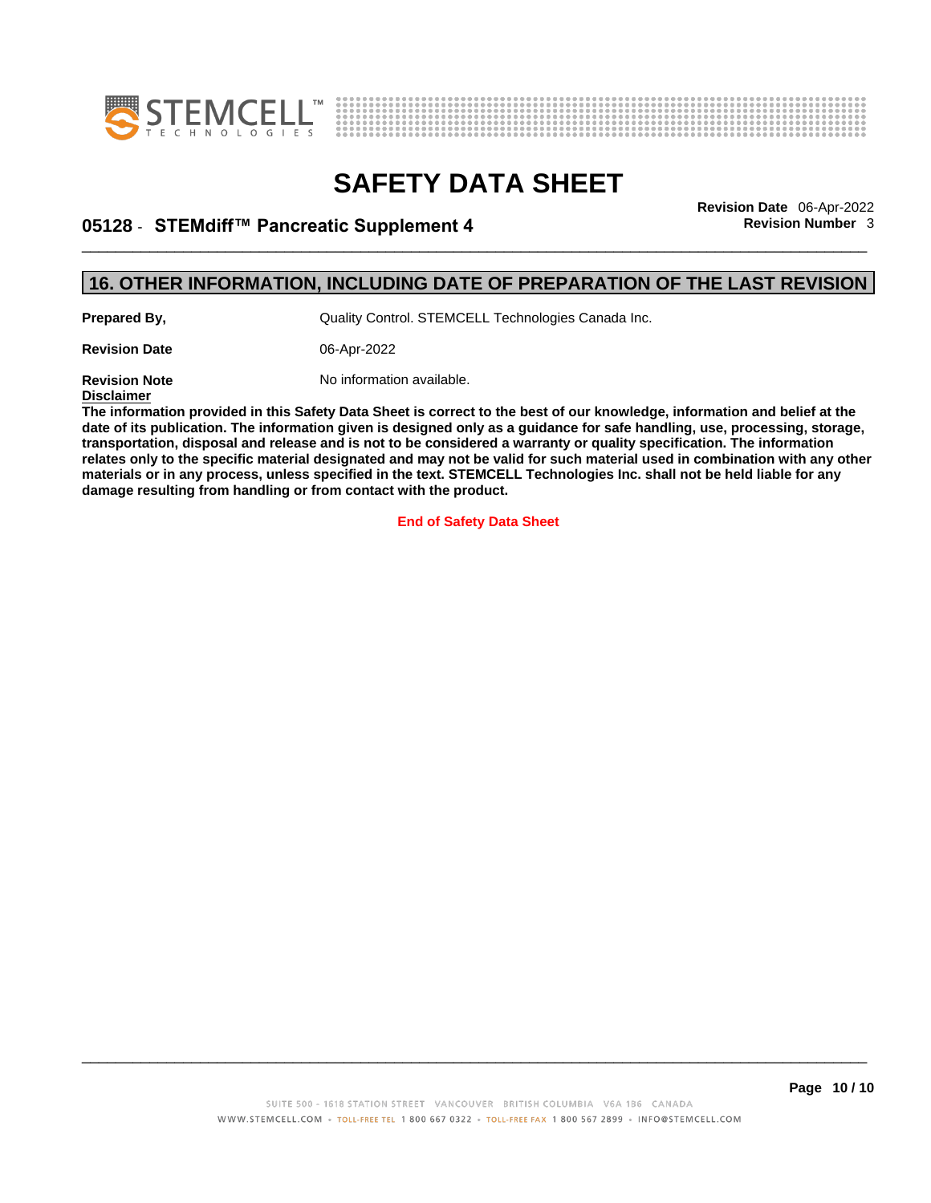## 16. OTHER INFORMATION, INCLUDING DATE OF PREPARATION OF THE LAST REVISION

**Prepared By,** Quality Control. STEMCELL Technologies Canada Inc.

**Revision Date** 06-Apr-2022

**Revision Note** No information available.

**Disclaimer**

**The information provided in this Safety Data Sheet is correct to the best of our knowledge, information and belief at the date of its publication. The information given is designed only as a guidance for safe handling, use, processing, storage, transportation, disposal and release and is not to be considered a warranty or quality specification. The information relates only to the specific material designated and may not be valid for such material used in combination with any other materials or in any process, unless specified in the text. STEMCELL Technologies Inc. shall not be held liable for any damage resulting from handling or from contact with the product.**

**End of Safety Data Sheet**